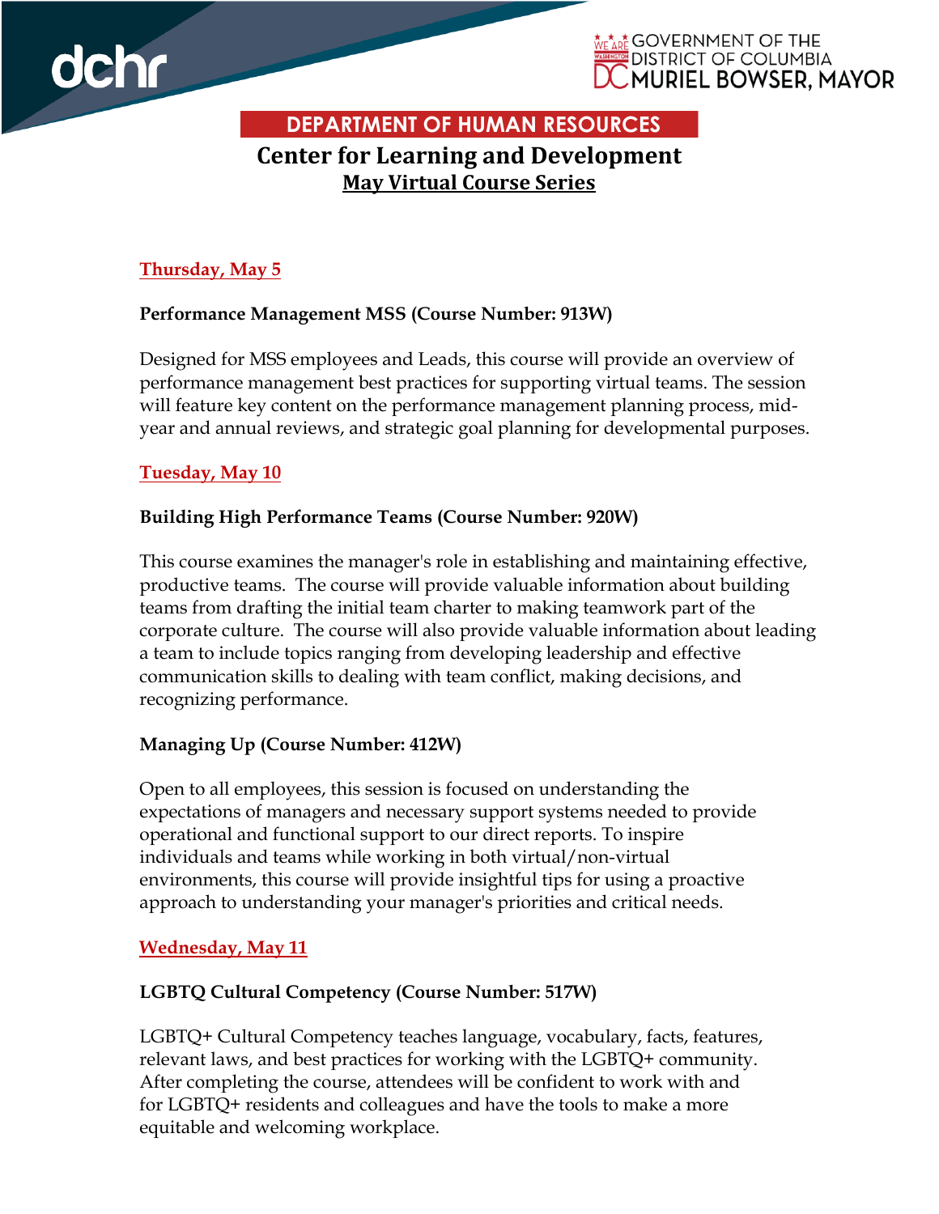dchr

GOVERNMENT OF THE DISTRICT OF COLUMBIA
MURIEL BOWSER, MAYOR

## DEPARTMENT OF HUMAN RESOURCES

# Center for Learning and Development

## May Virtual Course Series

### Thursday, May 5

**Performance Management MSS (Course Number: 913W)**

Designed for MSS employees and Leads, this course will provide an overview of performance management best practices for supporting virtual teams. The session will feature key content on the performance management planning process, mid-year and annual reviews, and strategic goal planning for developmental purposes.

### Tuesday, May 10

**Building High Performance Teams (Course Number: 920W)**

This course examines the manager's role in establishing and maintaining effective, productive teams. The course will provide valuable information about building teams from drafting the initial team charter to making teamwork part of the corporate culture. The course will also provide valuable information about leading a team to include topics ranging from developing leadership and effective communication skills to dealing with team conflict, making decisions, and recognizing performance.

**Managing Up (Course Number: 412W)**

Open to all employees, this session is focused on understanding the expectations of managers and necessary support systems needed to provide operational and functional support to our direct reports. To inspire individuals and teams while working in both virtual/non-virtual environments, this course will provide insightful tips for using a proactive approach to understanding your manager's priorities and critical needs.

### Wednesday, May 11

**LGBTQ Cultural Competency (Course Number: 517W)**

LGBTQ+ Cultural Competency teaches language, vocabulary, facts, features, relevant laws, and best practices for working with the LGBTQ+ community. After completing the course, attendees will be confident to work with and for LGBTQ+ residents and colleagues and have the tools to make a more equitable and welcoming workplace.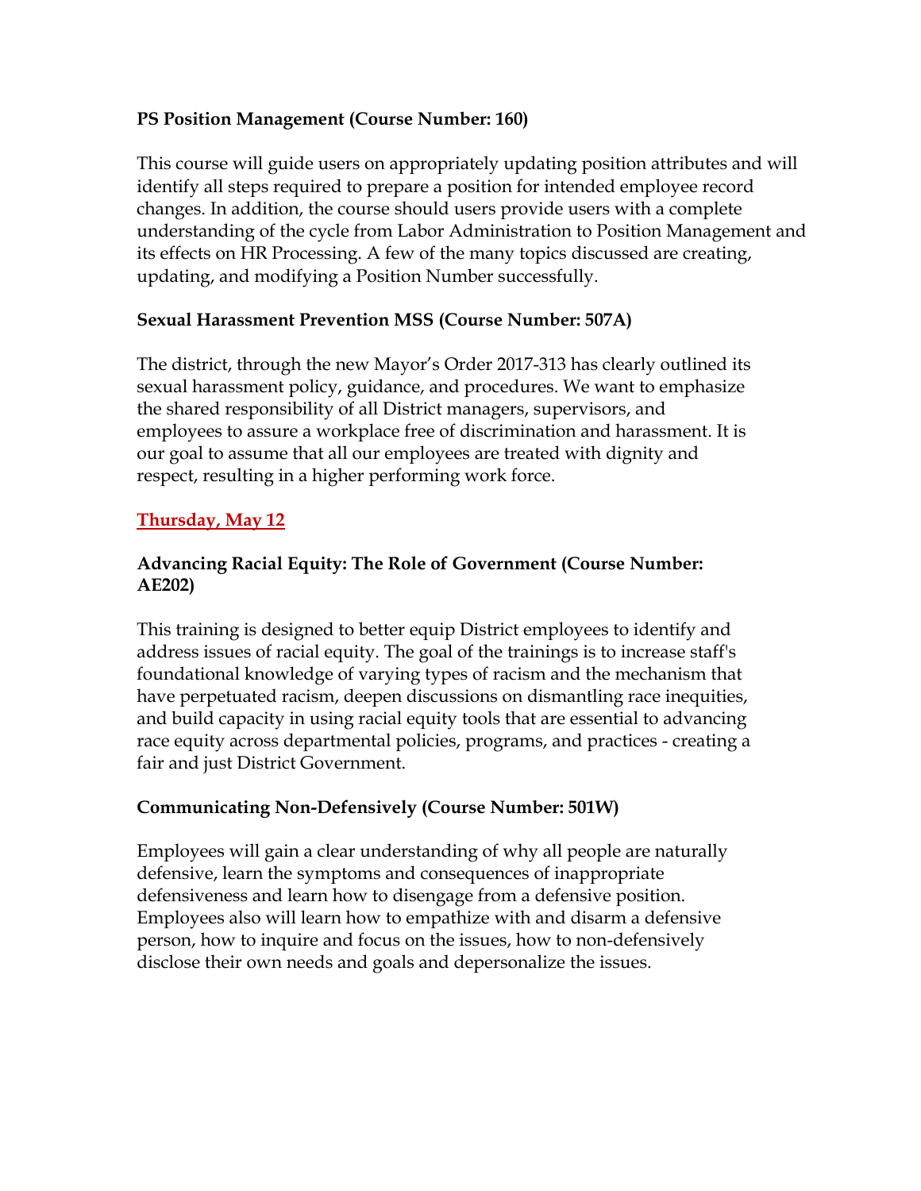**PS Position Management (Course Number: 160)**

This course will guide users on appropriately updating position attributes and will identify all steps required to prepare a position for intended employee record changes. In addition, the course should users provide users with a complete understanding of the cycle from Labor Administration to Position Management and its effects on HR Processing. A few of the many topics discussed are creating, updating, and modifying a Position Number successfully.

**Sexual Harassment Prevention MSS (Course Number: 507A)**

The district, through the new Mayor's Order 2017-313 has clearly outlined its sexual harassment policy, guidance, and procedures. We want to emphasize the shared responsibility of all District managers, supervisors, and employees to assure a workplace free of discrimination and harassment. It is our goal to assume that all our employees are treated with dignity and respect, resulting in a higher performing work force.

**Thursday, May 12**

**Advancing Racial Equity: The Role of Government (Course Number: AE202)**

This training is designed to better equip District employees to identify and address issues of racial equity. The goal of the trainings is to increase staff's foundational knowledge of varying types of racism and the mechanism that have perpetuated racism, deepen discussions on dismantling race inequities, and build capacity in using racial equity tools that are essential to advancing race equity across departmental policies, programs, and practices - creating a fair and just District Government.

**Communicating Non-Defensively (Course Number: 501W)**

Employees will gain a clear understanding of why all people are naturally defensive, learn the symptoms and consequences of inappropriate defensiveness and learn how to disengage from a defensive position. Employees also will learn how to empathize with and disarm a defensive person, how to inquire and focus on the issues, how to non-defensively disclose their own needs and goals and depersonalize the issues.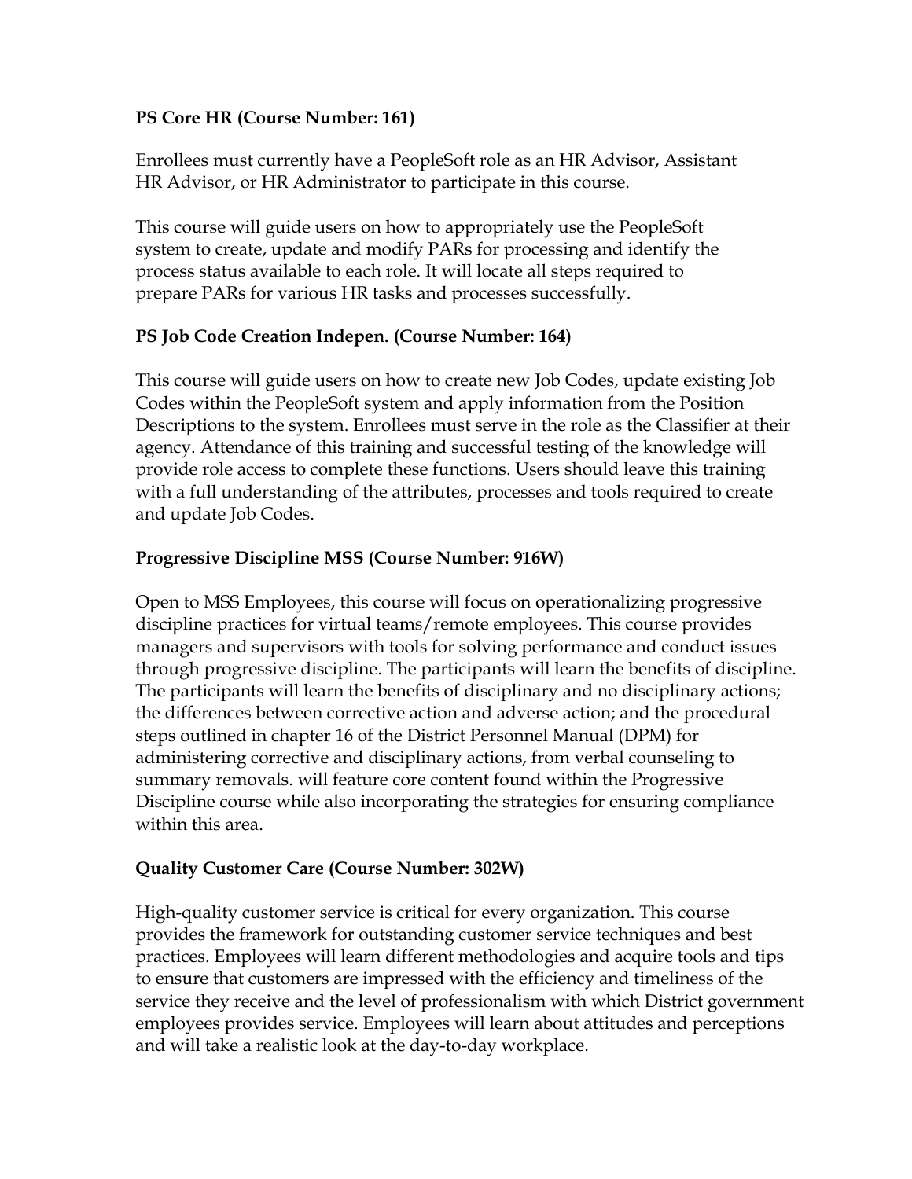**PS Core HR (Course Number: 161)**

Enrollees must currently have a PeopleSoft role as an HR Advisor, Assistant HR Advisor, or HR Administrator to participate in this course.

This course will guide users on how to appropriately use the PeopleSoft system to create, update and modify PARs for processing and identify the process status available to each role. It will locate all steps required to prepare PARs for various HR tasks and processes successfully.

**PS Job Code Creation Indepen. (Course Number: 164)**

This course will guide users on how to create new Job Codes, update existing Job Codes within the PeopleSoft system and apply information from the Position Descriptions to the system. Enrollees must serve in the role as the Classifier at their agency. Attendance of this training and successful testing of the knowledge will provide role access to complete these functions. Users should leave this training with a full understanding of the attributes, processes and tools required to create and update Job Codes.

**Progressive Discipline MSS (Course Number: 916W)**

Open to MSS Employees, this course will focus on operationalizing progressive discipline practices for virtual teams/remote employees. This course provides managers and supervisors with tools for solving performance and conduct issues through progressive discipline. The participants will learn the benefits of discipline. The participants will learn the benefits of disciplinary and no disciplinary actions; the differences between corrective action and adverse action; and the procedural steps outlined in chapter 16 of the District Personnel Manual (DPM) for administering corrective and disciplinary actions, from verbal counseling to summary removals. will feature core content found within the Progressive Discipline course while also incorporating the strategies for ensuring compliance within this area.

**Quality Customer Care (Course Number: 302W)**

High-quality customer service is critical for every organization. This course provides the framework for outstanding customer service techniques and best practices. Employees will learn different methodologies and acquire tools and tips to ensure that customers are impressed with the efficiency and timeliness of the service they receive and the level of professionalism with which District government employees provides service. Employees will learn about attitudes and perceptions and will take a realistic look at the day-to-day workplace.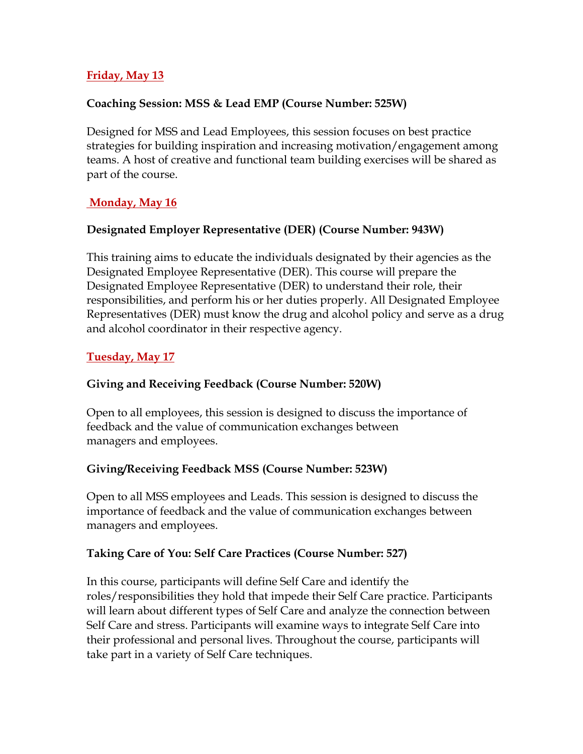## Friday, May 13

### Coaching Session: MSS & Lead EMP (Course Number: 525W)

Designed for MSS and Lead Employees, this session focuses on best practice strategies for building inspiration and increasing motivation/engagement among teams. A host of creative and functional team building exercises will be shared as part of the course.

## Monday, May 16

### Designated Employer Representative (DER) (Course Number: 943W)

This training aims to educate the individuals designated by their agencies as the Designated Employee Representative (DER). This course will prepare the Designated Employee Representative (DER) to understand their role, their responsibilities, and perform his or her duties properly. All Designated Employee Representatives (DER) must know the drug and alcohol policy and serve as a drug and alcohol coordinator in their respective agency.

## Tuesday, May 17

### Giving and Receiving Feedback (Course Number: 520W)

Open to all employees, this session is designed to discuss the importance of feedback and the value of communication exchanges between managers and employees.

### Giving/Receiving Feedback MSS (Course Number: 523W)

Open to all MSS employees and Leads. This session is designed to discuss the importance of feedback and the value of communication exchanges between managers and employees.

### Taking Care of You: Self Care Practices (Course Number: 527)

In this course, participants will define Self Care and identify the roles/responsibilities they hold that impede their Self Care practice. Participants will learn about different types of Self Care and analyze the connection between Self Care and stress. Participants will examine ways to integrate Self Care into their professional and personal lives. Throughout the course, participants will take part in a variety of Self Care techniques.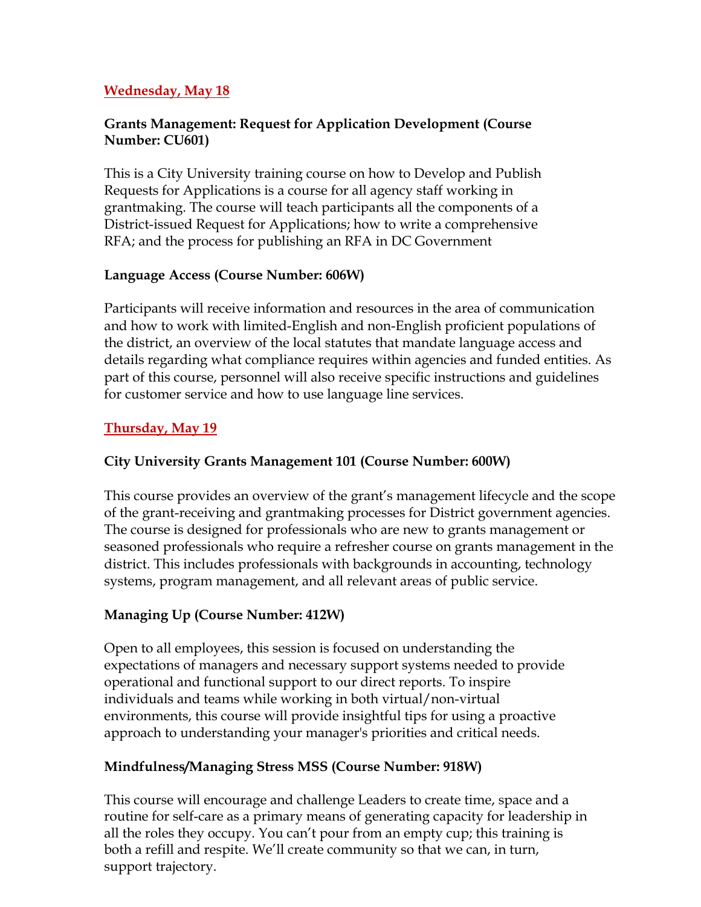## Wednesday, May 18

### Grants Management: Request for Application Development (Course Number: CU601)

This is a City University training course on how to Develop and Publish Requests for Applications is a course for all agency staff working in grantmaking. The course will teach participants all the components of a District-issued Request for Applications; how to write a comprehensive RFA; and the process for publishing an RFA in DC Government

### Language Access (Course Number: 606W)

Participants will receive information and resources in the area of communication and how to work with limited-English and non-English proficient populations of the district, an overview of the local statutes that mandate language access and details regarding what compliance requires within agencies and funded entities. As part of this course, personnel will also receive specific instructions and guidelines for customer service and how to use language line services.

## Thursday, May 19

### City University Grants Management 101 (Course Number: 600W)

This course provides an overview of the grant's management lifecycle and the scope of the grant-receiving and grantmaking processes for District government agencies. The course is designed for professionals who are new to grants management or seasoned professionals who require a refresher course on grants management in the district. This includes professionals with backgrounds in accounting, technology systems, program management, and all relevant areas of public service.

### Managing Up (Course Number: 412W)

Open to all employees, this session is focused on understanding the expectations of managers and necessary support systems needed to provide operational and functional support to our direct reports. To inspire individuals and teams while working in both virtual/non-virtual environments, this course will provide insightful tips for using a proactive approach to understanding your manager's priorities and critical needs.

### Mindfulness/Managing Stress MSS (Course Number: 918W)

This course will encourage and challenge Leaders to create time, space and a routine for self-care as a primary means of generating capacity for leadership in all the roles they occupy. You can't pour from an empty cup; this training is both a refill and respite. We'll create community so that we can, in turn, support trajectory.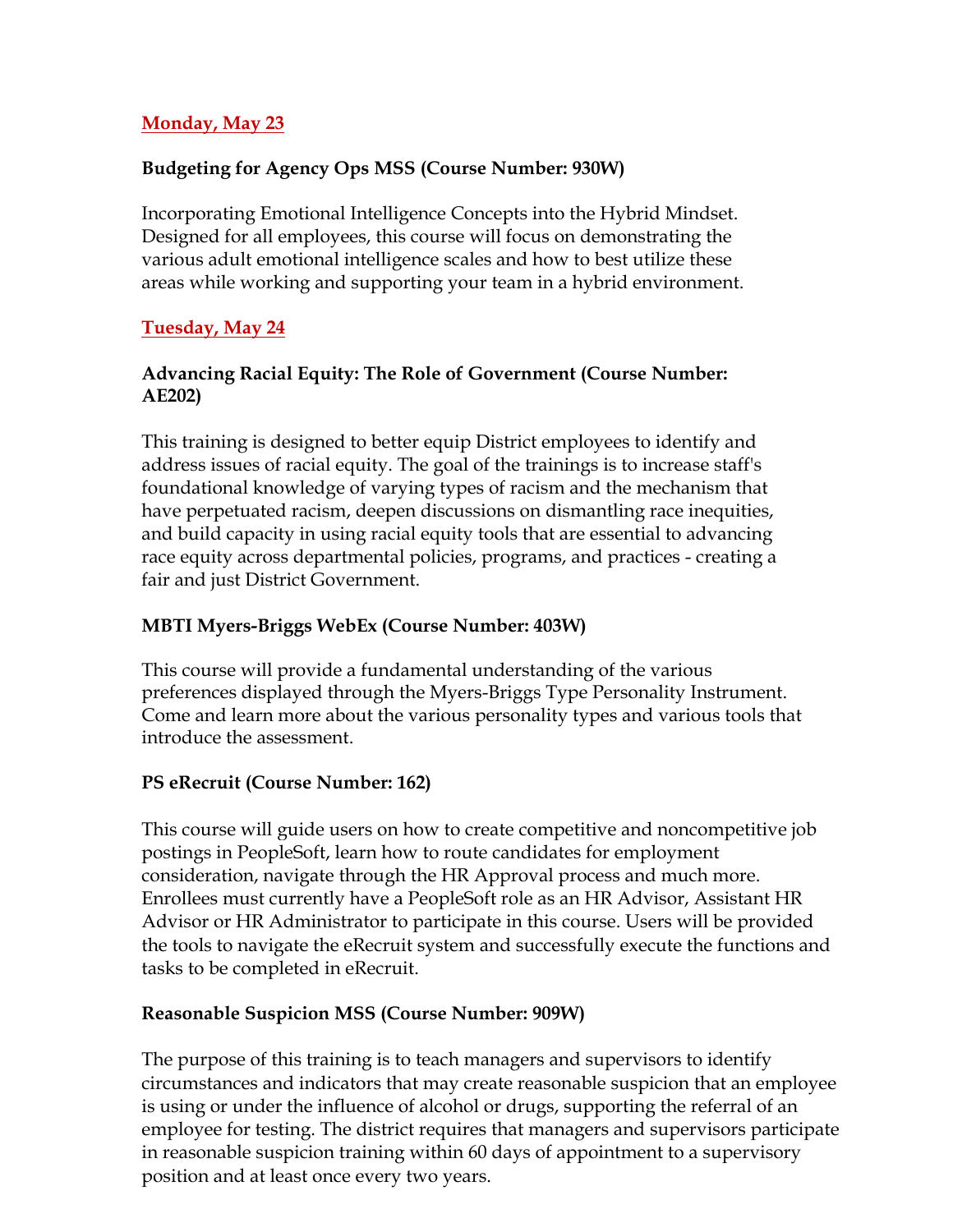## Monday, May 23

### Budgeting for Agency Ops MSS (Course Number: 930W)

Incorporating Emotional Intelligence Concepts into the Hybrid Mindset. Designed for all employees, this course will focus on demonstrating the various adult emotional intelligence scales and how to best utilize these areas while working and supporting your team in a hybrid environment.

## Tuesday, May 24

### Advancing Racial Equity: The Role of Government (Course Number: AE202)

This training is designed to better equip District employees to identify and address issues of racial equity. The goal of the trainings is to increase staff's foundational knowledge of varying types of racism and the mechanism that have perpetuated racism, deepen discussions on dismantling race inequities, and build capacity in using racial equity tools that are essential to advancing race equity across departmental policies, programs, and practices - creating a fair and just District Government.

### MBTI Myers-Briggs WebEx (Course Number: 403W)

This course will provide a fundamental understanding of the various preferences displayed through the Myers-Briggs Type Personality Instrument. Come and learn more about the various personality types and various tools that introduce the assessment.

### PS eRecruit (Course Number: 162)

This course will guide users on how to create competitive and noncompetitive job postings in PeopleSoft, learn how to route candidates for employment consideration, navigate through the HR Approval process and much more. Enrollees must currently have a PeopleSoft role as an HR Advisor, Assistant HR Advisor or HR Administrator to participate in this course. Users will be provided the tools to navigate the eRecruit system and successfully execute the functions and tasks to be completed in eRecruit.

### Reasonable Suspicion MSS (Course Number: 909W)

The purpose of this training is to teach managers and supervisors to identify circumstances and indicators that may create reasonable suspicion that an employee is using or under the influence of alcohol or drugs, supporting the referral of an employee for testing. The district requires that managers and supervisors participate in reasonable suspicion training within 60 days of appointment to a supervisory position and at least once every two years.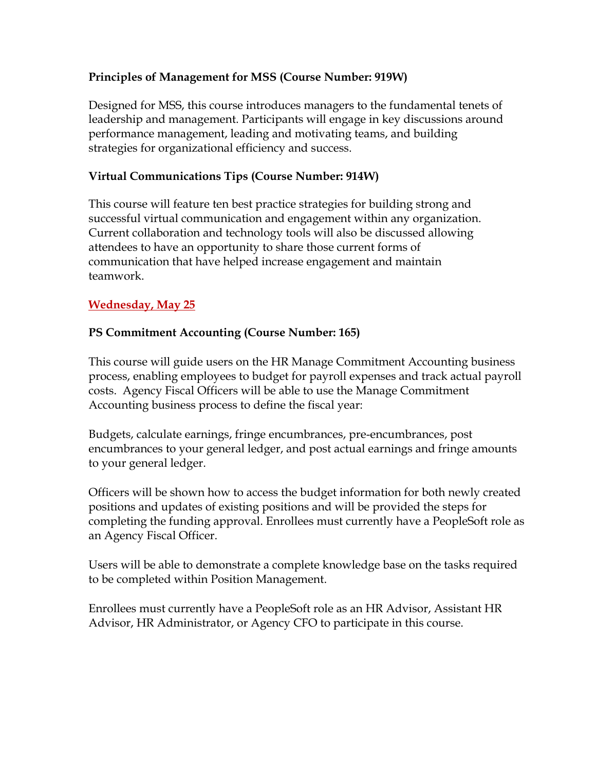**Principles of Management for MSS (Course Number: 919W)**

Designed for MSS, this course introduces managers to the fundamental tenets of leadership and management. Participants will engage in key discussions around performance management, leading and motivating teams, and building strategies for organizational efficiency and success.

**Virtual Communications Tips (Course Number: 914W)**

This course will feature ten best practice strategies for building strong and successful virtual communication and engagement within any organization. Current collaboration and technology tools will also be discussed allowing attendees to have an opportunity to share those current forms of communication that have helped increase engagement and maintain teamwork.

**Wednesday, May 25**

**PS Commitment Accounting (Course Number: 165)**

This course will guide users on the HR Manage Commitment Accounting business process, enabling employees to budget for payroll expenses and track actual payroll costs. Agency Fiscal Officers will be able to use the Manage Commitment Accounting business process to define the fiscal year:

Budgets, calculate earnings, fringe encumbrances, pre-encumbrances, post encumbrances to your general ledger, and post actual earnings and fringe amounts to your general ledger.

Officers will be shown how to access the budget information for both newly created positions and updates of existing positions and will be provided the steps for completing the funding approval. Enrollees must currently have a PeopleSoft role as an Agency Fiscal Officer.

Users will be able to demonstrate a complete knowledge base on the tasks required to be completed within Position Management.

Enrollees must currently have a PeopleSoft role as an HR Advisor, Assistant HR Advisor, HR Administrator, or Agency CFO to participate in this course.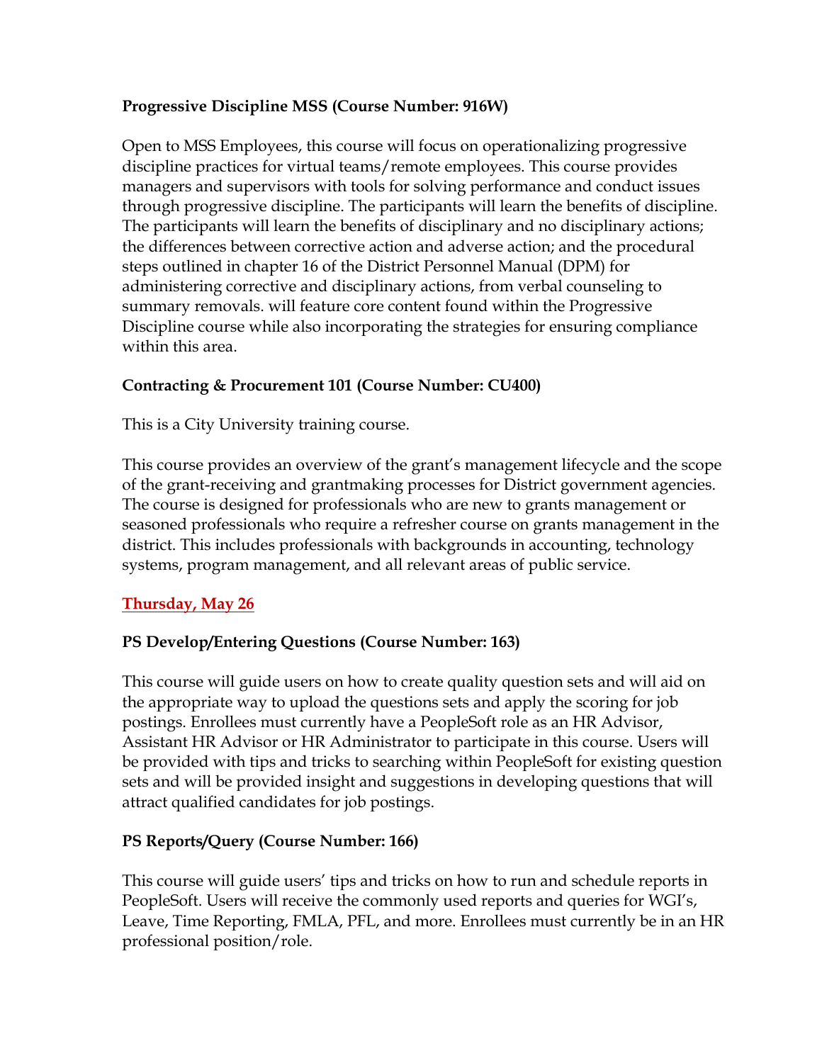**Progressive Discipline MSS (Course Number: 916W)**

Open to MSS Employees, this course will focus on operationalizing progressive discipline practices for virtual teams/remote employees. This course provides managers and supervisors with tools for solving performance and conduct issues through progressive discipline. The participants will learn the benefits of discipline. The participants will learn the benefits of disciplinary and no disciplinary actions; the differences between corrective action and adverse action; and the procedural steps outlined in chapter 16 of the District Personnel Manual (DPM) for administering corrective and disciplinary actions, from verbal counseling to summary removals. will feature core content found within the Progressive Discipline course while also incorporating the strategies for ensuring compliance within this area.

**Contracting & Procurement 101 (Course Number: CU400)**

This is a City University training course.

This course provides an overview of the grant's management lifecycle and the scope of the grant-receiving and grantmaking processes for District government agencies. The course is designed for professionals who are new to grants management or seasoned professionals who require a refresher course on grants management in the district. This includes professionals with backgrounds in accounting, technology systems, program management, and all relevant areas of public service.

**Thursday, May 26**

**PS Develop/Entering Questions (Course Number: 163)**

This course will guide users on how to create quality question sets and will aid on the appropriate way to upload the questions sets and apply the scoring for job postings. Enrollees must currently have a PeopleSoft role as an HR Advisor, Assistant HR Advisor or HR Administrator to participate in this course. Users will be provided with tips and tricks to searching within PeopleSoft for existing question sets and will be provided insight and suggestions in developing questions that will attract qualified candidates for job postings.

**PS Reports/Query (Course Number: 166)**

This course will guide users' tips and tricks on how to run and schedule reports in PeopleSoft. Users will receive the commonly used reports and queries for WGI's, Leave, Time Reporting, FMLA, PFL, and more. Enrollees must currently be in an HR professional position/role.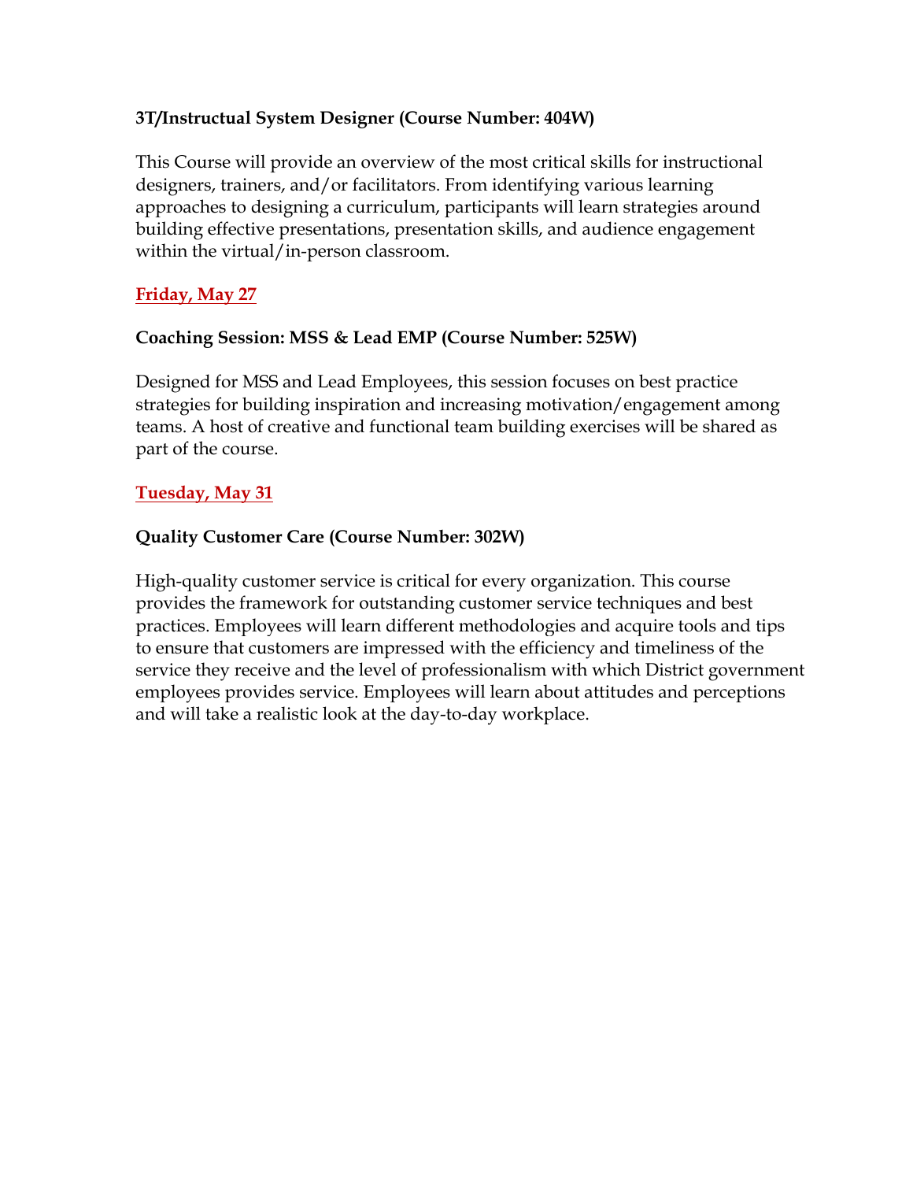**3T/Instructual System Designer (Course Number: 404W)**

This Course will provide an overview of the most critical skills for instructional designers, trainers, and/or facilitators. From identifying various learning approaches to designing a curriculum, participants will learn strategies around building effective presentations, presentation skills, and audience engagement within the virtual/in-person classroom.

**Friday, May 27**

**Coaching Session: MSS & Lead EMP (Course Number: 525W)**

Designed for MSS and Lead Employees, this session focuses on best practice strategies for building inspiration and increasing motivation/engagement among teams. A host of creative and functional team building exercises will be shared as part of the course.

**Tuesday, May 31**

**Quality Customer Care (Course Number: 302W)**

High-quality customer service is critical for every organization. This course provides the framework for outstanding customer service techniques and best practices. Employees will learn different methodologies and acquire tools and tips to ensure that customers are impressed with the efficiency and timeliness of the service they receive and the level of professionalism with which District government employees provides service. Employees will learn about attitudes and perceptions and will take a realistic look at the day-to-day workplace.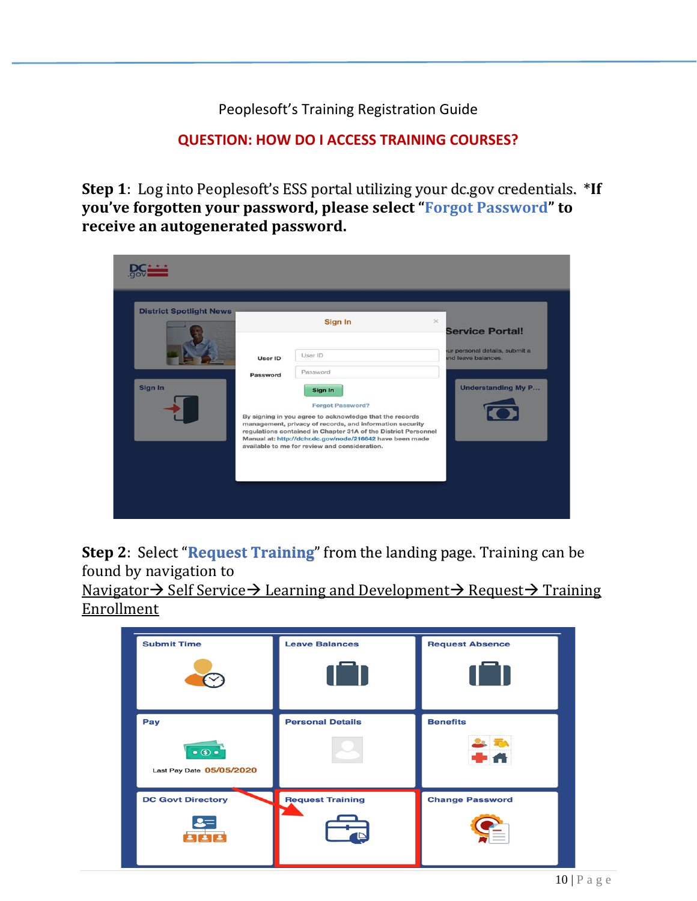Peoplesoft's Training Registration Guide

## QUESTION: HOW DO I ACCESS TRAINING COURSES?

**Step 1**: Log into Peoplesoft's ESS portal utilizing your dc.gov credentials. ***If you've forgotten your password, please select "Forgot Password" to receive an autogenerated password.**

**Step 2**: Select "**Request Training**" from the landing page. Training can be found by navigation to <u>Navigator→ Self Service→ Learning and Development→ Request→ Training Enrollment</u>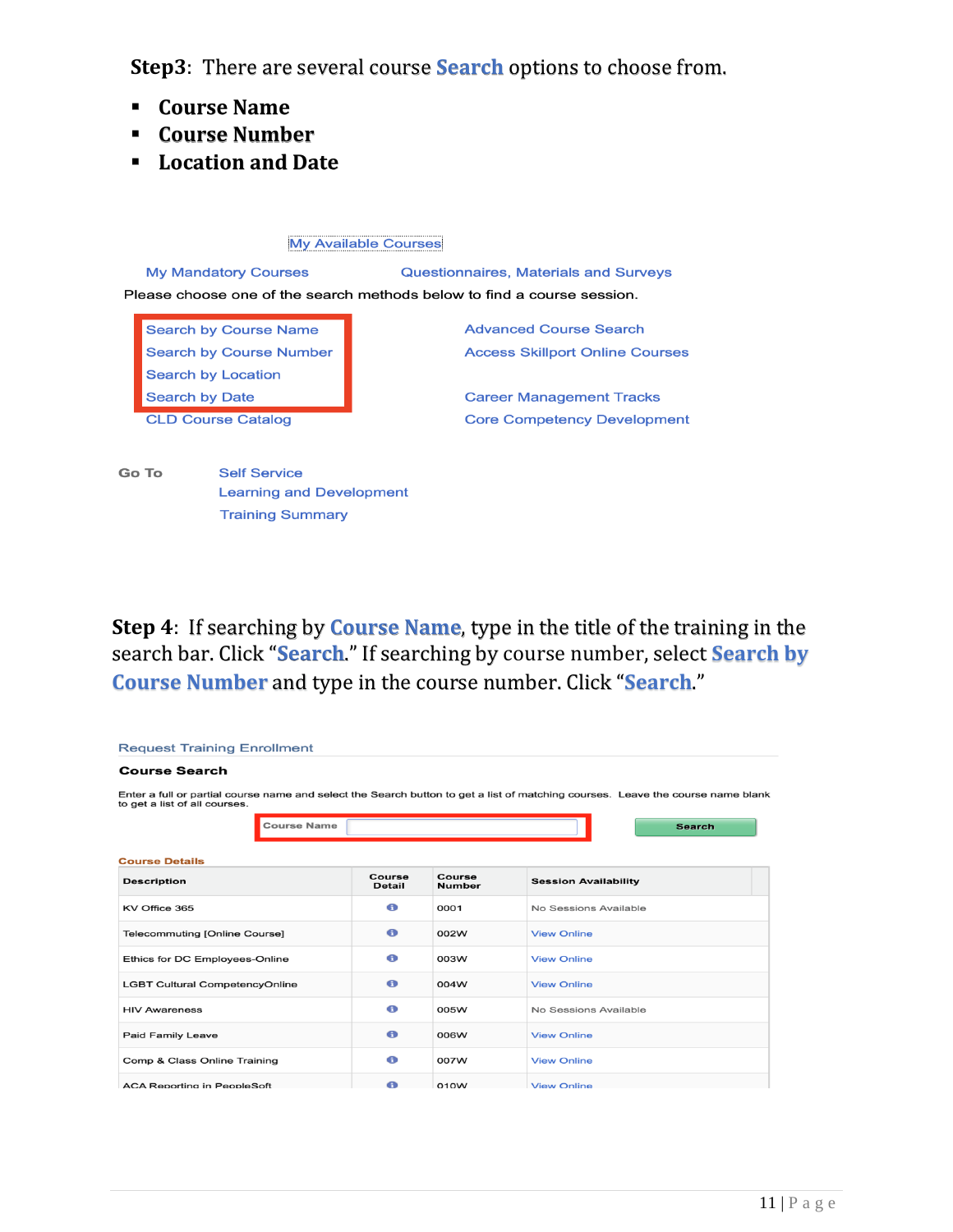**Step3**: There are several course **Search** options to choose from.

- **Course Name**
- **Course Number**
- **Location and Date**

My Available Courses

My Mandatory Courses

Questionnaires, Materials and Surveys

Please choose one of the search methods below to find a course session.

Search by Course Name
Search by Course Number
Search by Location
Search by Date
CLD Course Catalog

Advanced Course Search
Access Skillport Online Courses

Career Management Tracks
Core Competency Development

Go To

Self Service
Learning and Development
Training Summary

**Step 4**: If searching by **Course Name**, type in the title of the training in the search bar. Click "**Search**." If searching by course number, select **Search by Course Number** and type in the course number. Click "**Search**."

Request Training Enrollment

**Course Search**

Enter a full or partial course name and select the Search button to get a list of matching courses. Leave the course name blank to get a list of all courses.

Course Name

Search

Course Details

| Description | Course Detail | Course Number | Session Availability |
|---|---|---|---|
| KV Office 365 | | 0001 | No Sessions Available |
| Telecommuting [Online Course] | | 002W | View Online |
| Ethics for DC Employees-Online | | 003W | View Online |
| LGBT Cultural CompetencyOnline | | 004W | View Online |
| HIV Awareness | | 005W | No Sessions Available |
| Paid Family Leave | | 006W | View Online |
| Comp & Class Online Training | | 007W | View Online |
| ACA Reporting in PeopleSoft | | 010W | View Online |